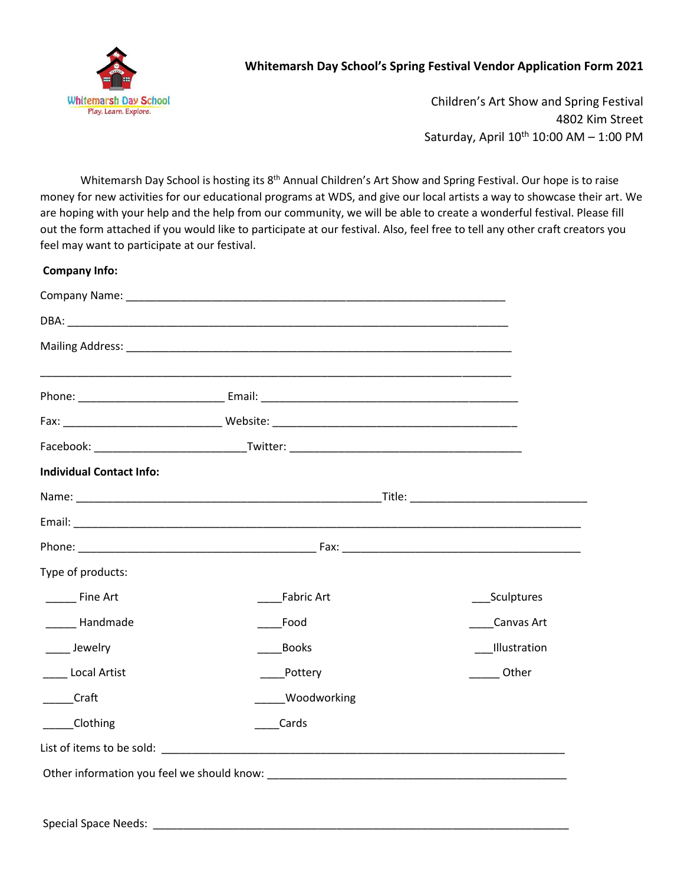Whitemarsh Day School
Play. Learn. Explore.

# Whitemarsh Day School's Spring Festival Vendor Application Form 2021

Children's Art Show and Spring Festival
4802 Kim Street
Saturday, April 10th 10:00 AM – 1:00 PM

Whitemarsh Day School is hosting its 8th Annual Children's Art Show and Spring Festival. Our hope is to raise money for new activities for our educational programs at WDS, and give our local artists a way to showcase their art. We are hoping with your help and the help from our community, we will be able to create a wonderful festival. Please fill out the form attached if you would like to participate at our festival. Also, feel free to tell any other craft creators you feel may want to participate at our festival.

**Company Info:**

Company Name: ___________________________________________________________

DBA: ______________________________________________________________________

Mailing Address: __________________________________________________________

___________________________________________________________________________

Phone: _______________________ Email: ________________________________________

Fax: _________________________ Website: ______________________________________

Facebook: ________________________Twitter: _____________________________________

**Individual Contact Info:**

Name: __________________________________________________Title: ____________________________

Email: ______________________________________________________________________________

Phone: _______________________________________ Fax: _______________________________________

Type of products:

_____ Fine Art

_____ Handmade

____ Jewelry

____ Local Artist

_____Craft

_____Clothing

____Fabric Art

____Food

____Books

____Pottery

_____Woodworking

____Cards

___Sculptures

____Canvas Art

___Illustration

_____ Other

List of items to be sold: ___________________________________________________________________

Other information you feel we should know: _________________________________________________

Special Space Needs: ______________________________________________________________________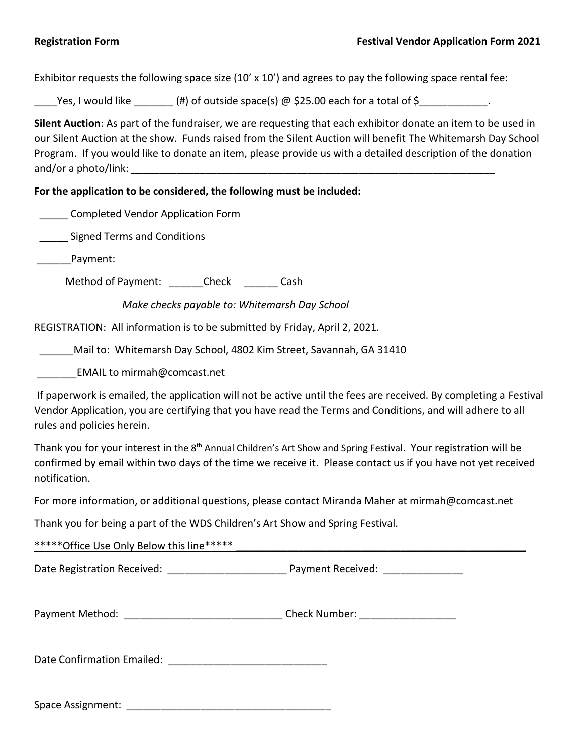**Registration Form** **Festival Vendor Application Form 2021**

Exhibitor requests the following space size (10' x 10') and agrees to pay the following space rental fee:

____Yes, I would like _______ (#) of outside space(s) @ $25.00 each for a total of $____________.

**Silent Auction**: As part of the fundraiser, we are requesting that each exhibitor donate an item to be used in our Silent Auction at the show. Funds raised from the Silent Auction will benefit The Whitemarsh Day School Program. If you would like to donate an item, please provide us with a detailed description of the donation and/or a photo/link: ____________________________________________________________________

**For the application to be considered, the following must be included:**

_____ Completed Vendor Application Form

_____ Signed Terms and Conditions

______Payment:

Method of Payment: ______Check ______ Cash

*Make checks payable to: Whitemarsh Day School*

REGISTRATION: All information is to be submitted by Friday, April 2, 2021.

______Mail to: Whitemarsh Day School, 4802 Kim Street, Savannah, GA 31410

_______EMAIL to mirmah@comcast.net

If paperwork is emailed, the application will not be active until the fees are received. By completing a Festival Vendor Application, you are certifying that you have read the Terms and Conditions, and will adhere to all rules and policies herein.

Thank you for your interest in the 8th Annual Children's Art Show and Spring Festival. Your registration will be confirmed by email within two days of the time we receive it. Please contact us if you have not yet received notification.

For more information, or additional questions, please contact Miranda Maher at mirmah@comcast.net

Thank you for being a part of the WDS Children's Art Show and Spring Festival.

*****Office Use Only Below this line*****

Date Registration Received: _____________________ Payment Received: ______________

Payment Method: ____________________________ Check Number: _________________

Date Confirmation Emailed: ____________________________

Space Assignment: ____________________________________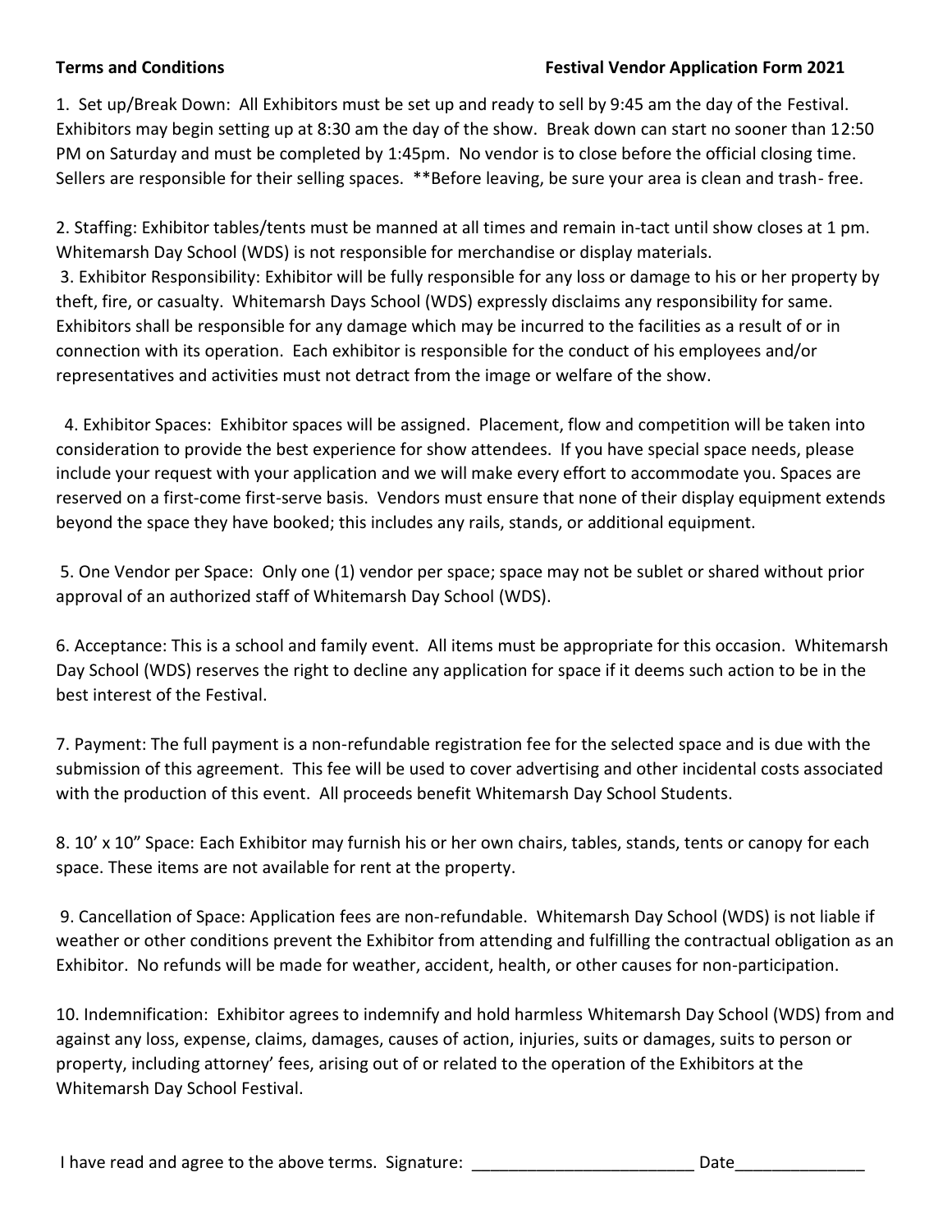**Terms and Conditions** **Festival Vendor Application Form 2021**

1. Set up/Break Down: All Exhibitors must be set up and ready to sell by 9:45 am the day of the Festival. Exhibitors may begin setting up at 8:30 am the day of the show. Break down can start no sooner than 12:50 PM on Saturday and must be completed by 1:45pm. No vendor is to close before the official closing time. Sellers are responsible for their selling spaces. **Before leaving, be sure your area is clean and trash- free.

2. Staffing: Exhibitor tables/tents must be manned at all times and remain in-tact until show closes at 1 pm. Whitemarsh Day School (WDS) is not responsible for merchandise or display materials.

3. Exhibitor Responsibility: Exhibitor will be fully responsible for any loss or damage to his or her property by theft, fire, or casualty. Whitemarsh Days School (WDS) expressly disclaims any responsibility for same. Exhibitors shall be responsible for any damage which may be incurred to the facilities as a result of or in connection with its operation. Each exhibitor is responsible for the conduct of his employees and/or representatives and activities must not detract from the image or welfare of the show.

4. Exhibitor Spaces: Exhibitor spaces will be assigned. Placement, flow and competition will be taken into consideration to provide the best experience for show attendees. If you have special space needs, please include your request with your application and we will make every effort to accommodate you. Spaces are reserved on a first-come first-serve basis. Vendors must ensure that none of their display equipment extends beyond the space they have booked; this includes any rails, stands, or additional equipment.

5. One Vendor per Space: Only one (1) vendor per space; space may not be sublet or shared without prior approval of an authorized staff of Whitemarsh Day School (WDS).

6. Acceptance: This is a school and family event. All items must be appropriate for this occasion. Whitemarsh Day School (WDS) reserves the right to decline any application for space if it deems such action to be in the best interest of the Festival.

7. Payment: The full payment is a non-refundable registration fee for the selected space and is due with the submission of this agreement. This fee will be used to cover advertising and other incidental costs associated with the production of this event. All proceeds benefit Whitemarsh Day School Students.

8. 10' x 10" Space: Each Exhibitor may furnish his or her own chairs, tables, stands, tents or canopy for each space. These items are not available for rent at the property.

9. Cancellation of Space: Application fees are non-refundable. Whitemarsh Day School (WDS) is not liable if weather or other conditions prevent the Exhibitor from attending and fulfilling the contractual obligation as an Exhibitor. No refunds will be made for weather, accident, health, or other causes for non-participation.

10. Indemnification: Exhibitor agrees to indemnify and hold harmless Whitemarsh Day School (WDS) from and against any loss, expense, claims, damages, causes of action, injuries, suits or damages, suits to person or property, including attorney' fees, arising out of or related to the operation of the Exhibitors at the Whitemarsh Day School Festival.

I have read and agree to the above terms. Signature: ________________________ Date______________